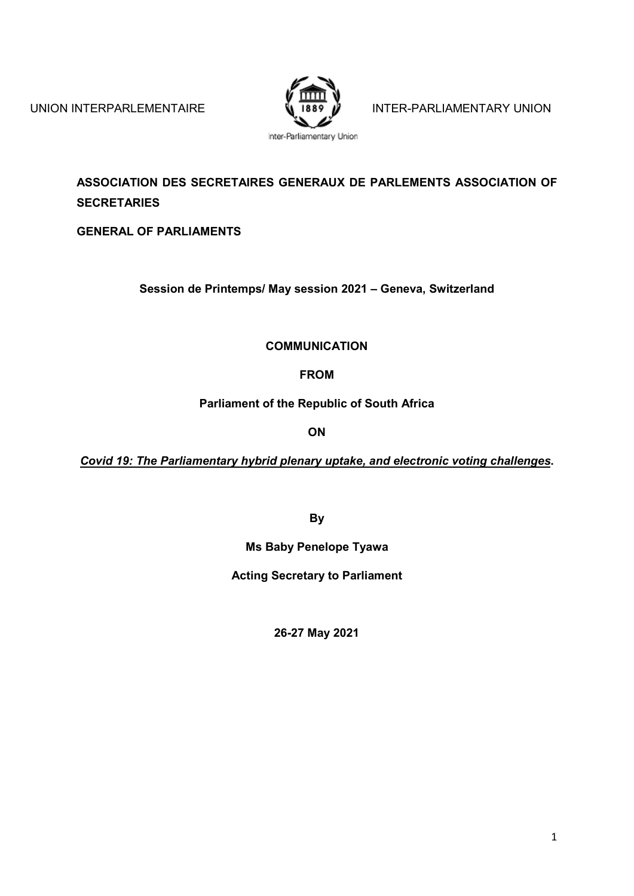UNION INTERPARLEMENTAIRE INTER-PARLIAMENTARY UNION

Inter-Parliamentary Union

**ASSOCIATION DES SECRETAIRES GENERAUX DE PARLEMENTS ASSOCIATION OF SECRETARIES**

**GENERAL OF PARLIAMENTS**

**Session de Printemps/ May session 2021 – Geneva, Switzerland**

**COMMUNICATION**

**FROM**

**Parliament of the Republic of South Africa**

**ON**

***Covid 19: The Parliamentary hybrid plenary uptake, and electronic voting challenges*.**

**By**

**Ms Baby Penelope Tyawa**

**Acting Secretary to Parliament**

**26-27 May 2021**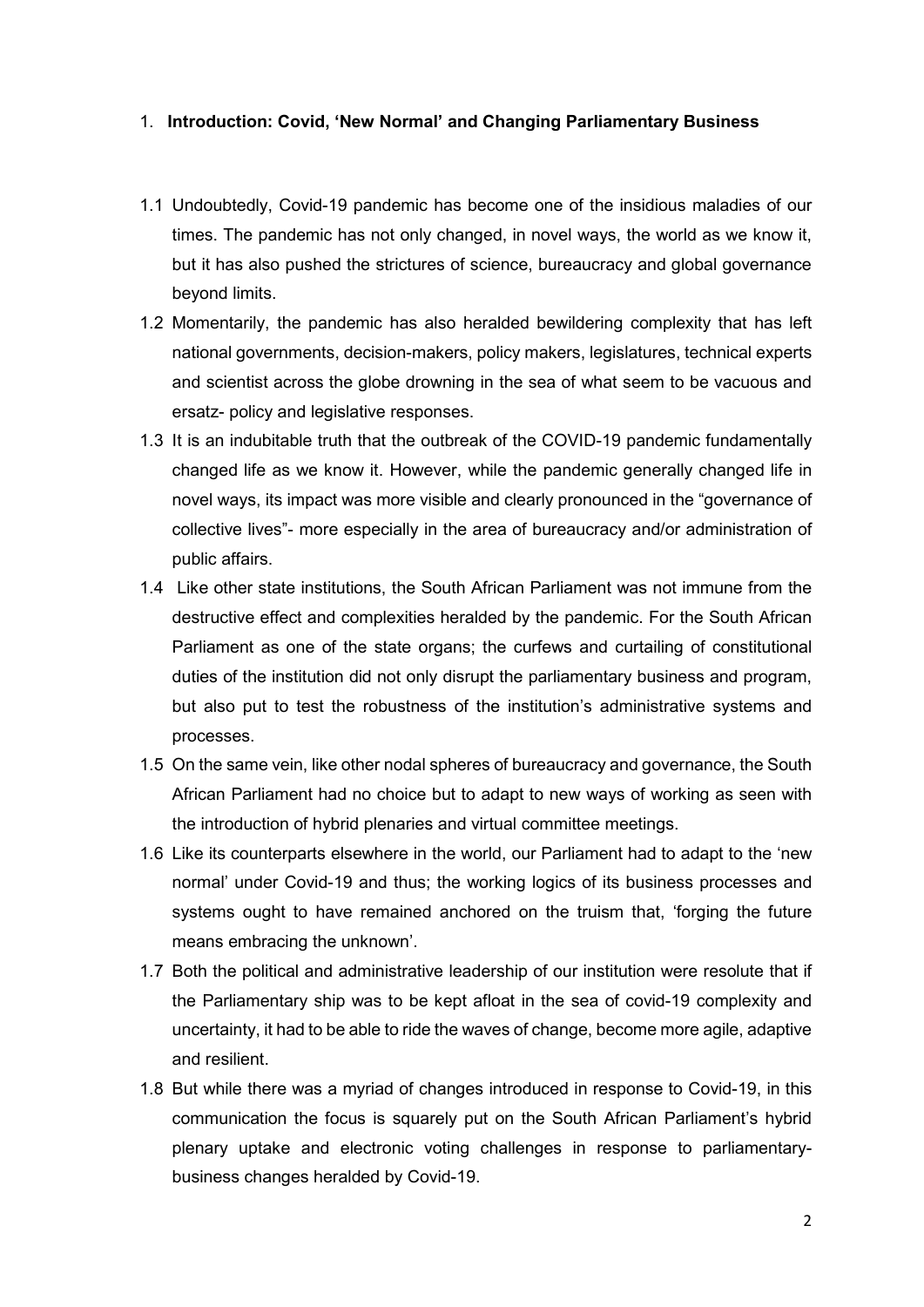## 1. **Introduction: Covid, 'New Normal' and Changing Parliamentary Business**

1.1 Undoubtedly, Covid-19 pandemic has become one of the insidious maladies of our times. The pandemic has not only changed, in novel ways, the world as we know it, but it has also pushed the strictures of science, bureaucracy and global governance beyond limits.

1.2 Momentarily, the pandemic has also heralded bewildering complexity that has left national governments, decision-makers, policy makers, legislatures, technical experts and scientist across the globe drowning in the sea of what seem to be vacuous and ersatz- policy and legislative responses.

1.3 It is an indubitable truth that the outbreak of the COVID-19 pandemic fundamentally changed life as we know it. However, while the pandemic generally changed life in novel ways, its impact was more visible and clearly pronounced in the "governance of collective lives"- more especially in the area of bureaucracy and/or administration of public affairs.

1.4 Like other state institutions, the South African Parliament was not immune from the destructive effect and complexities heralded by the pandemic. For the South African Parliament as one of the state organs; the curfews and curtailing of constitutional duties of the institution did not only disrupt the parliamentary business and program, but also put to test the robustness of the institution's administrative systems and processes.

1.5 On the same vein, like other nodal spheres of bureaucracy and governance, the South African Parliament had no choice but to adapt to new ways of working as seen with the introduction of hybrid plenaries and virtual committee meetings.

1.6 Like its counterparts elsewhere in the world, our Parliament had to adapt to the 'new normal' under Covid-19 and thus; the working logics of its business processes and systems ought to have remained anchored on the truism that, 'forging the future means embracing the unknown'.

1.7 Both the political and administrative leadership of our institution were resolute that if the Parliamentary ship was to be kept afloat in the sea of covid-19 complexity and uncertainty, it had to be able to ride the waves of change, become more agile, adaptive and resilient.

1.8 But while there was a myriad of changes introduced in response to Covid-19, in this communication the focus is squarely put on the South African Parliament's hybrid plenary uptake and electronic voting challenges in response to parliamentary-business changes heralded by Covid-19.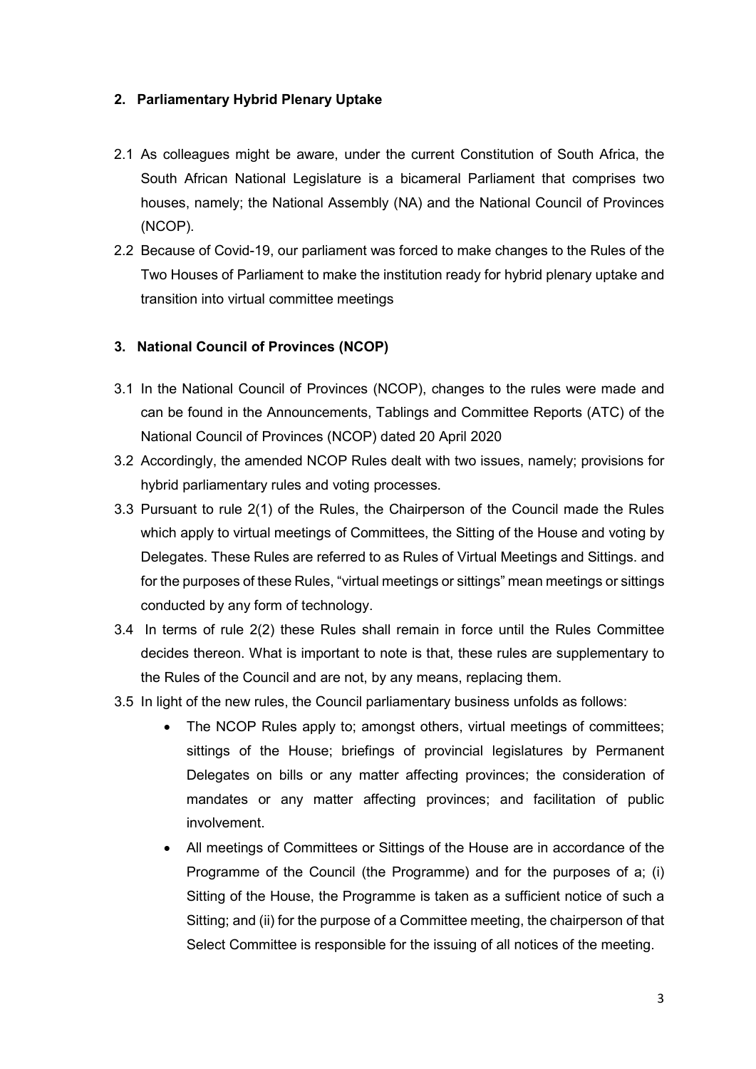## 2. Parliamentary Hybrid Plenary Uptake

2.1 As colleagues might be aware, under the current Constitution of South Africa, the South African National Legislature is a bicameral Parliament that comprises two houses, namely; the National Assembly (NA) and the National Council of Provinces (NCOP).

2.2 Because of Covid-19, our parliament was forced to make changes to the Rules of the Two Houses of Parliament to make the institution ready for hybrid plenary uptake and transition into virtual committee meetings

## 3. National Council of Provinces (NCOP)

3.1 In the National Council of Provinces (NCOP), changes to the rules were made and can be found in the Announcements, Tablings and Committee Reports (ATC) of the National Council of Provinces (NCOP) dated 20 April 2020

3.2 Accordingly, the amended NCOP Rules dealt with two issues, namely; provisions for hybrid parliamentary rules and voting processes.

3.3 Pursuant to rule 2(1) of the Rules, the Chairperson of the Council made the Rules which apply to virtual meetings of Committees, the Sitting of the House and voting by Delegates. These Rules are referred to as Rules of Virtual Meetings and Sittings. and for the purposes of these Rules, "virtual meetings or sittings" mean meetings or sittings conducted by any form of technology.

3.4 In terms of rule 2(2) these Rules shall remain in force until the Rules Committee decides thereon. What is important to note is that, these rules are supplementary to the Rules of the Council and are not, by any means, replacing them.

3.5 In light of the new rules, the Council parliamentary business unfolds as follows:

- The NCOP Rules apply to; amongst others, virtual meetings of committees; sittings of the House; briefings of provincial legislatures by Permanent Delegates on bills or any matter affecting provinces; the consideration of mandates or any matter affecting provinces; and facilitation of public involvement.
- All meetings of Committees or Sittings of the House are in accordance of the Programme of the Council (the Programme) and for the purposes of a; (i) Sitting of the House, the Programme is taken as a sufficient notice of such a Sitting; and (ii) for the purpose of a Committee meeting, the chairperson of that Select Committee is responsible for the issuing of all notices of the meeting.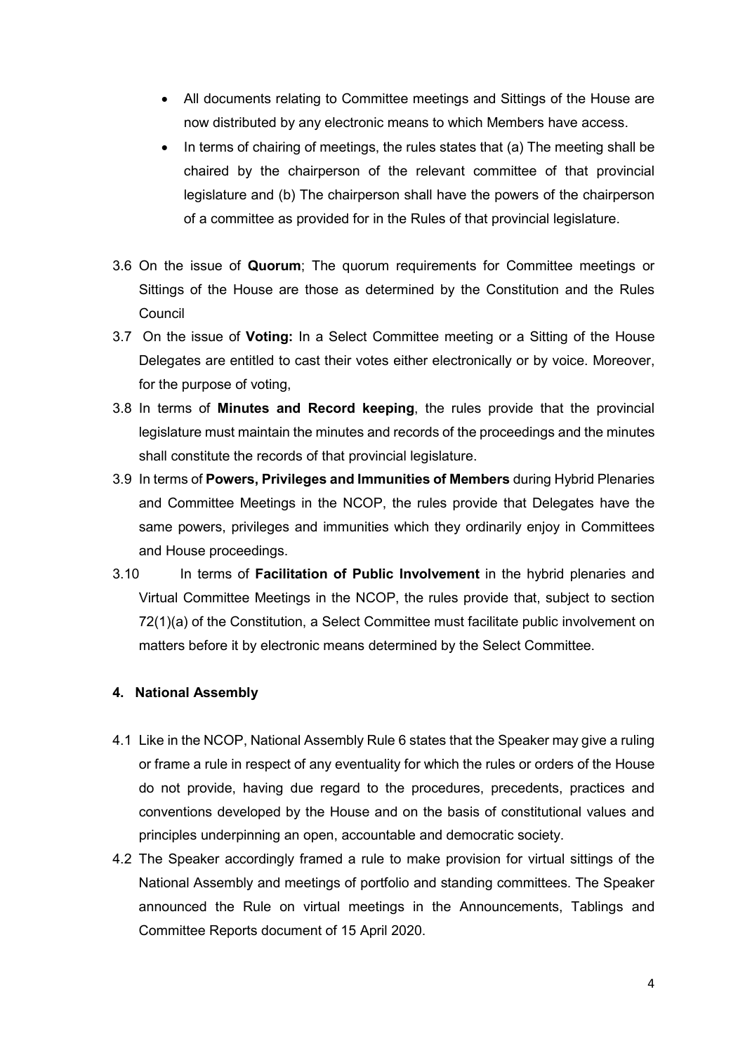- All documents relating to Committee meetings and Sittings of the House are now distributed by any electronic means to which Members have access.
- In terms of chairing of meetings, the rules states that (a) The meeting shall be chaired by the chairperson of the relevant committee of that provincial legislature and (b) The chairperson shall have the powers of the chairperson of a committee as provided for in the Rules of that provincial legislature.

3.6 On the issue of **Quorum**; The quorum requirements for Committee meetings or Sittings of the House are those as determined by the Constitution and the Rules Council

3.7 On the issue of **Voting:** In a Select Committee meeting or a Sitting of the House Delegates are entitled to cast their votes either electronically or by voice. Moreover, for the purpose of voting,

3.8 In terms of **Minutes and Record keeping**, the rules provide that the provincial legislature must maintain the minutes and records of the proceedings and the minutes shall constitute the records of that provincial legislature.

3.9 In terms of **Powers, Privileges and Immunities of Members** during Hybrid Plenaries and Committee Meetings in the NCOP, the rules provide that Delegates have the same powers, privileges and immunities which they ordinarily enjoy in Committees and House proceedings.

3.10 In terms of **Facilitation of Public Involvement** in the hybrid plenaries and Virtual Committee Meetings in the NCOP, the rules provide that, subject to section 72(1)(a) of the Constitution, a Select Committee must facilitate public involvement on matters before it by electronic means determined by the Select Committee.

#### 4. National Assembly

4.1 Like in the NCOP, National Assembly Rule 6 states that the Speaker may give a ruling or frame a rule in respect of any eventuality for which the rules or orders of the House do not provide, having due regard to the procedures, precedents, practices and conventions developed by the House and on the basis of constitutional values and principles underpinning an open, accountable and democratic society.

4.2 The Speaker accordingly framed a rule to make provision for virtual sittings of the National Assembly and meetings of portfolio and standing committees. The Speaker announced the Rule on virtual meetings in the Announcements, Tablings and Committee Reports document of 15 April 2020.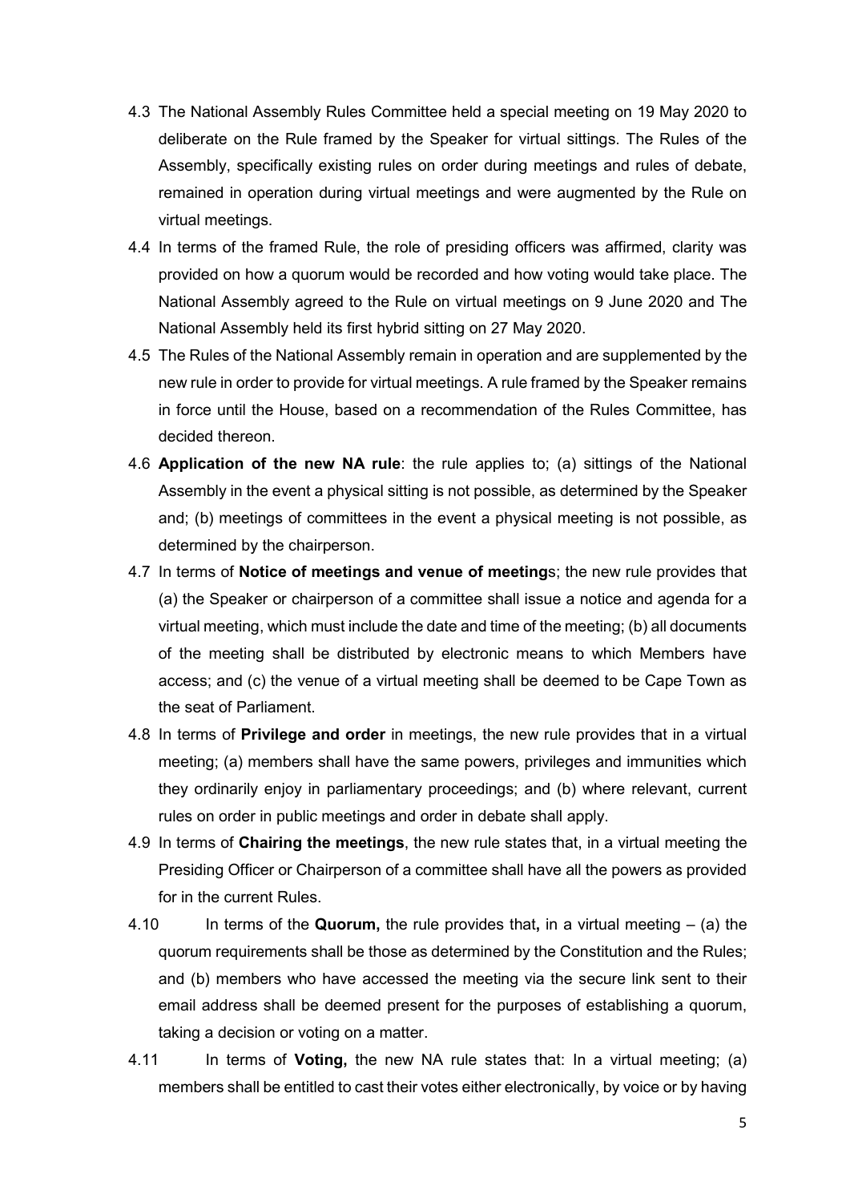4.3 The National Assembly Rules Committee held a special meeting on 19 May 2020 to deliberate on the Rule framed by the Speaker for virtual sittings. The Rules of the Assembly, specifically existing rules on order during meetings and rules of debate, remained in operation during virtual meetings and were augmented by the Rule on virtual meetings.

4.4 In terms of the framed Rule, the role of presiding officers was affirmed, clarity was provided on how a quorum would be recorded and how voting would take place. The National Assembly agreed to the Rule on virtual meetings on 9 June 2020 and The National Assembly held its first hybrid sitting on 27 May 2020.

4.5 The Rules of the National Assembly remain in operation and are supplemented by the new rule in order to provide for virtual meetings. A rule framed by the Speaker remains in force until the House, based on a recommendation of the Rules Committee, has decided thereon.

4.6 **Application of the new NA rule**: the rule applies to; (a) sittings of the National Assembly in the event a physical sitting is not possible, as determined by the Speaker and; (b) meetings of committees in the event a physical meeting is not possible, as determined by the chairperson.

4.7 In terms of **Notice of meetings and venue of meeting**s; the new rule provides that (a) the Speaker or chairperson of a committee shall issue a notice and agenda for a virtual meeting, which must include the date and time of the meeting; (b) all documents of the meeting shall be distributed by electronic means to which Members have access; and (c) the venue of a virtual meeting shall be deemed to be Cape Town as the seat of Parliament.

4.8 In terms of **Privilege and order** in meetings, the new rule provides that in a virtual meeting; (a) members shall have the same powers, privileges and immunities which they ordinarily enjoy in parliamentary proceedings; and (b) where relevant, current rules on order in public meetings and order in debate shall apply.

4.9 In terms of **Chairing the meetings**, the new rule states that, in a virtual meeting the Presiding Officer or Chairperson of a committee shall have all the powers as provided for in the current Rules.

4.10 In terms of the **Quorum,** the rule provides that**,** in a virtual meeting – (a) the quorum requirements shall be those as determined by the Constitution and the Rules; and (b) members who have accessed the meeting via the secure link sent to their email address shall be deemed present for the purposes of establishing a quorum, taking a decision or voting on a matter.

4.11 In terms of **Voting,** the new NA rule states that: In a virtual meeting; (a) members shall be entitled to cast their votes either electronically, by voice or by having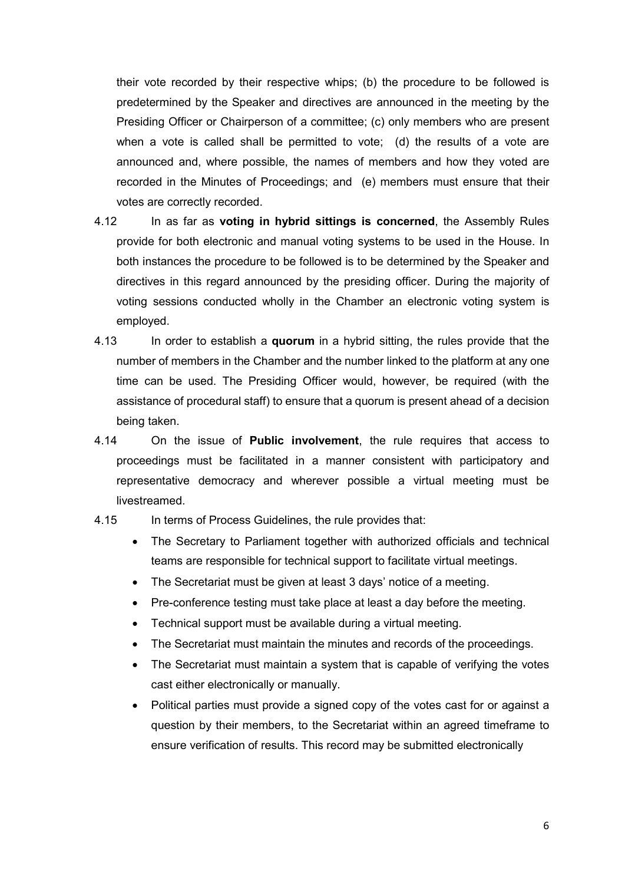their vote recorded by their respective whips; (b) the procedure to be followed is predetermined by the Speaker and directives are announced in the meeting by the Presiding Officer or Chairperson of a committee; (c) only members who are present when a vote is called shall be permitted to vote; (d) the results of a vote are announced and, where possible, the names of members and how they voted are recorded in the Minutes of Proceedings; and (e) members must ensure that their votes are correctly recorded.

4.12 In as far as **voting in hybrid sittings is concerned**, the Assembly Rules provide for both electronic and manual voting systems to be used in the House. In both instances the procedure to be followed is to be determined by the Speaker and directives in this regard announced by the presiding officer. During the majority of voting sessions conducted wholly in the Chamber an electronic voting system is employed.

4.13 In order to establish a **quorum** in a hybrid sitting, the rules provide that the number of members in the Chamber and the number linked to the platform at any one time can be used. The Presiding Officer would, however, be required (with the assistance of procedural staff) to ensure that a quorum is present ahead of a decision being taken.

4.14 On the issue of **Public involvement**, the rule requires that access to proceedings must be facilitated in a manner consistent with participatory and representative democracy and wherever possible a virtual meeting must be livestreamed.

4.15 In terms of Process Guidelines, the rule provides that:

- The Secretary to Parliament together with authorized officials and technical teams are responsible for technical support to facilitate virtual meetings.
- The Secretariat must be given at least 3 days' notice of a meeting.
- Pre-conference testing must take place at least a day before the meeting.
- Technical support must be available during a virtual meeting.
- The Secretariat must maintain the minutes and records of the proceedings.
- The Secretariat must maintain a system that is capable of verifying the votes cast either electronically or manually.
- Political parties must provide a signed copy of the votes cast for or against a question by their members, to the Secretariat within an agreed timeframe to ensure verification of results. This record may be submitted electronically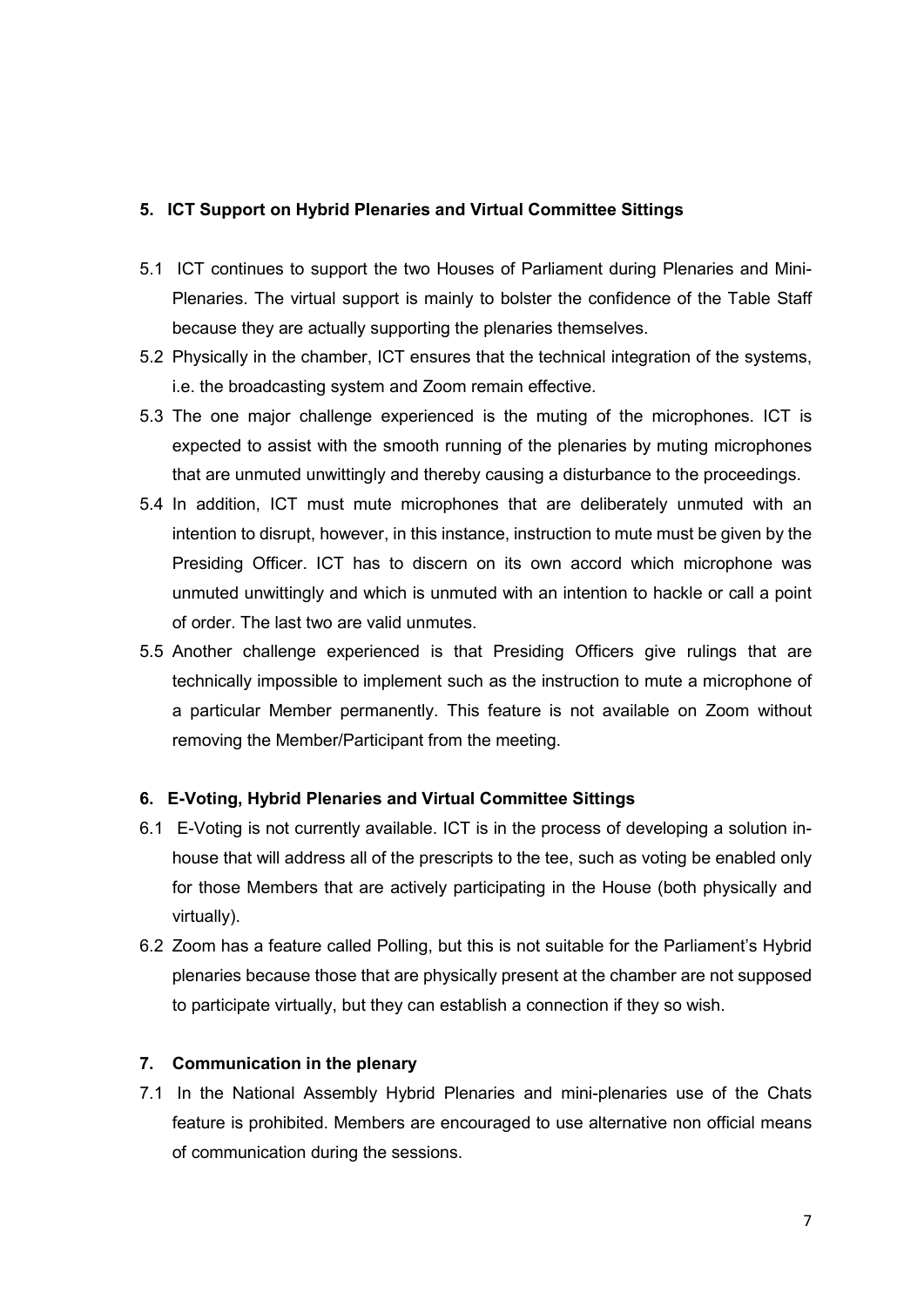## 5. ICT Support on Hybrid Plenaries and Virtual Committee Sittings

5.1 ICT continues to support the two Houses of Parliament during Plenaries and Mini-Plenaries. The virtual support is mainly to bolster the confidence of the Table Staff because they are actually supporting the plenaries themselves.

5.2 Physically in the chamber, ICT ensures that the technical integration of the systems, i.e. the broadcasting system and Zoom remain effective.

5.3 The one major challenge experienced is the muting of the microphones. ICT is expected to assist with the smooth running of the plenaries by muting microphones that are unmuted unwittingly and thereby causing a disturbance to the proceedings.

5.4 In addition, ICT must mute microphones that are deliberately unmuted with an intention to disrupt, however, in this instance, instruction to mute must be given by the Presiding Officer. ICT has to discern on its own accord which microphone was unmuted unwittingly and which is unmuted with an intention to hackle or call a point of order. The last two are valid unmutes.

5.5 Another challenge experienced is that Presiding Officers give rulings that are technically impossible to implement such as the instruction to mute a microphone of a particular Member permanently. This feature is not available on Zoom without removing the Member/Participant from the meeting.

## 6. E-Voting, Hybrid Plenaries and Virtual Committee Sittings

6.1 E-Voting is not currently available. ICT is in the process of developing a solution in-house that will address all of the prescripts to the tee, such as voting be enabled only for those Members that are actively participating in the House (both physically and virtually).

6.2 Zoom has a feature called Polling, but this is not suitable for the Parliament's Hybrid plenaries because those that are physically present at the chamber are not supposed to participate virtually, but they can establish a connection if they so wish.

## 7. Communication in the plenary

7.1 In the National Assembly Hybrid Plenaries and mini-plenaries use of the Chats feature is prohibited. Members are encouraged to use alternative non official means of communication during the sessions.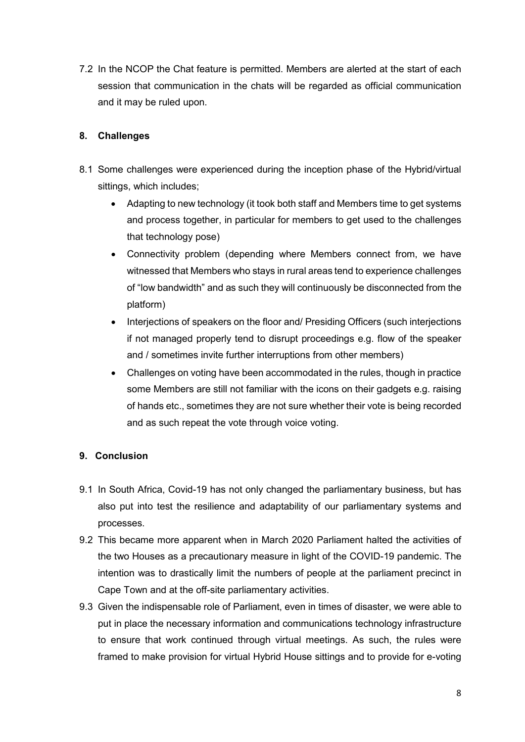7.2 In the NCOP the Chat feature is permitted. Members are alerted at the start of each session that communication in the chats will be regarded as official communication and it may be ruled upon.

## 8. Challenges

8.1 Some challenges were experienced during the inception phase of the Hybrid/virtual sittings, which includes;

- Adapting to new technology (it took both staff and Members time to get systems and process together, in particular for members to get used to the challenges that technology pose)
- Connectivity problem (depending where Members connect from, we have witnessed that Members who stays in rural areas tend to experience challenges of "low bandwidth" and as such they will continuously be disconnected from the platform)
- Interjections of speakers on the floor and/ Presiding Officers (such interjections if not managed properly tend to disrupt proceedings e.g. flow of the speaker and / sometimes invite further interruptions from other members)
- Challenges on voting have been accommodated in the rules, though in practice some Members are still not familiar with the icons on their gadgets e.g. raising of hands etc., sometimes they are not sure whether their vote is being recorded and as such repeat the vote through voice voting.

## 9. Conclusion

9.1 In South Africa, Covid-19 has not only changed the parliamentary business, but has also put into test the resilience and adaptability of our parliamentary systems and processes.

9.2 This became more apparent when in March 2020 Parliament halted the activities of the two Houses as a precautionary measure in light of the COVID-19 pandemic. The intention was to drastically limit the numbers of people at the parliament precinct in Cape Town and at the off-site parliamentary activities.

9.3 Given the indispensable role of Parliament, even in times of disaster, we were able to put in place the necessary information and communications technology infrastructure to ensure that work continued through virtual meetings. As such, the rules were framed to make provision for virtual Hybrid House sittings and to provide for e-voting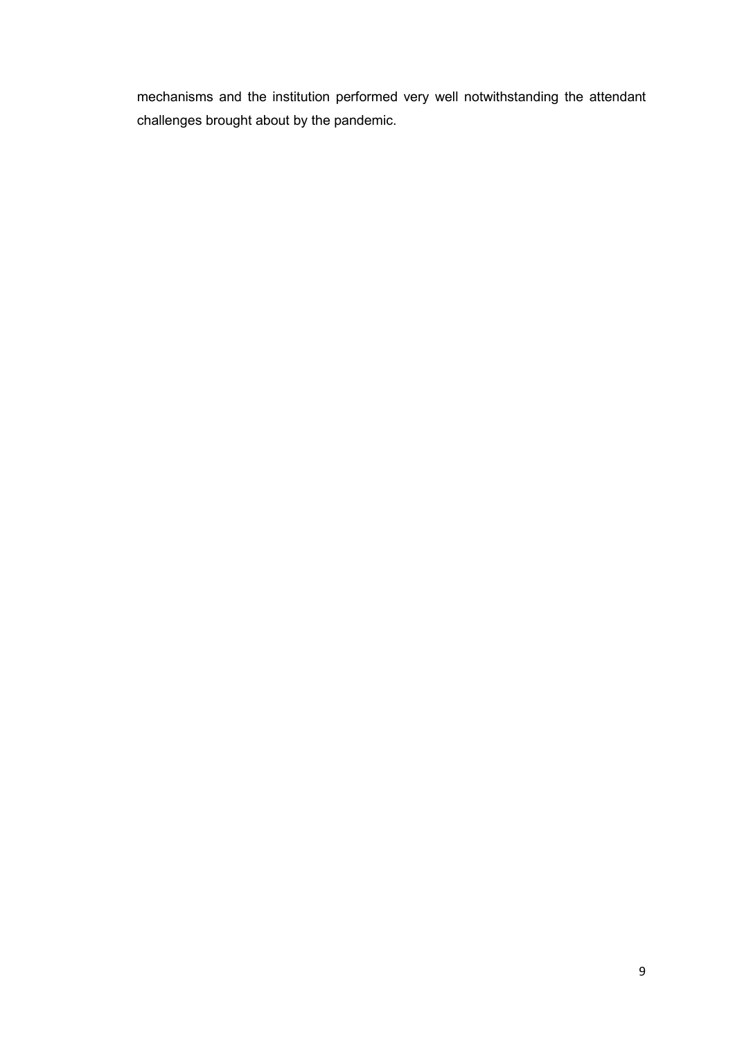mechanisms and the institution performed very well notwithstanding the attendant challenges brought about by the pandemic.